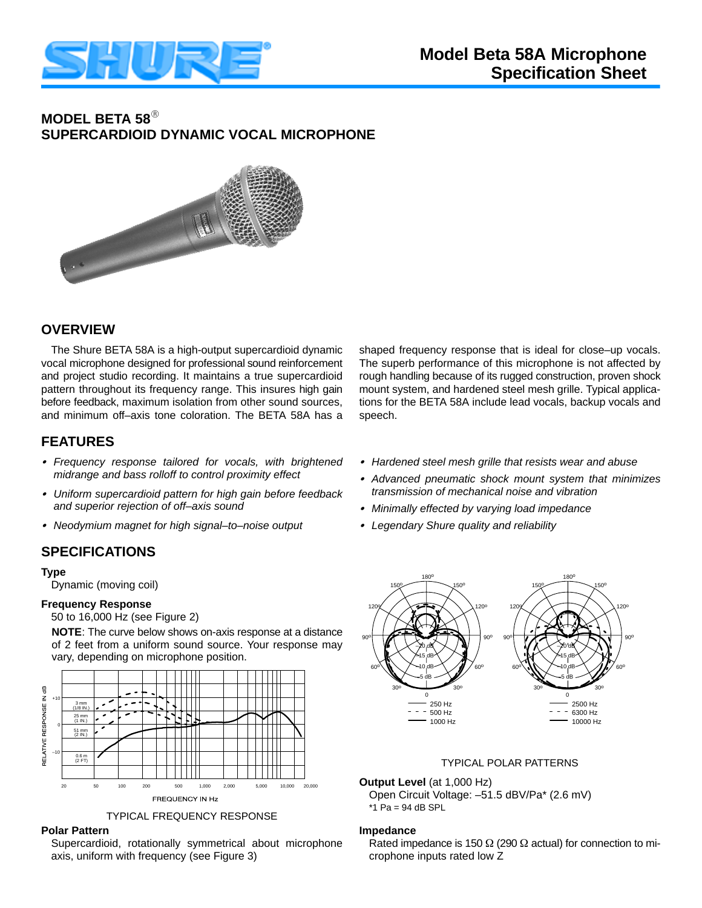# Model Beta 58A Microphone Specification Sheet

## MODEL BETA 58®
## SUPERCARDIOID DYNAMIC VOCAL MICROPHONE

## OVERVIEW

The Shure BETA 58A is a high-output supercardioid dynamic vocal microphone designed for professional sound reinforcement and project studio recording. It maintains a true supercardioid pattern throughout its frequency range. This insures high gain before feedback, maximum isolation from other sound sources, and minimum off–axis tone coloration. The BETA 58A has a shaped frequency response that is ideal for close–up vocals. The superb performance of this microphone is not affected by rough handling because of its rugged construction, proven shock mount system, and hardened steel mesh grille. Typical applications for the BETA 58A include lead vocals, backup vocals and speech.

## FEATURES

- *Frequency response tailored for vocals, with brightened midrange and bass rolloff to control proximity effect*
- *Uniform supercardioid pattern for high gain before feedback and superior rejection of off–axis sound*
- *Neodymium magnet for high signal–to–noise output*
- *Hardened steel mesh grille that resists wear and abuse*
- *Advanced pneumatic shock mount system that minimizes transmission of mechanical noise and vibration*
- *Minimally effected by varying load impedance*
- *Legendary Shure quality and reliability*

## SPECIFICATIONS

**Type**

Dynamic (moving coil)

**Frequency Response**

50 to 16,000 Hz (see Figure 2)

**NOTE**: The curve below shows on-axis response at a distance of 2 feet from a uniform sound source. Your response may vary, depending on microphone position.

TYPICAL FREQUENCY RESPONSE

**Polar Pattern**

Supercardioid, rotationally symmetrical about microphone axis, uniform with frequency (see Figure 3)

TYPICAL POLAR PATTERNS

**Output Level** (at 1,000 Hz)

Open Circuit Voltage: –51.5 dBV/Pa* (2.6 mV)

*1 Pa = 94 dB SPL

**Impedance**

Rated impedance is 150 Ω (290 Ω actual) for connection to microphone inputs rated low Z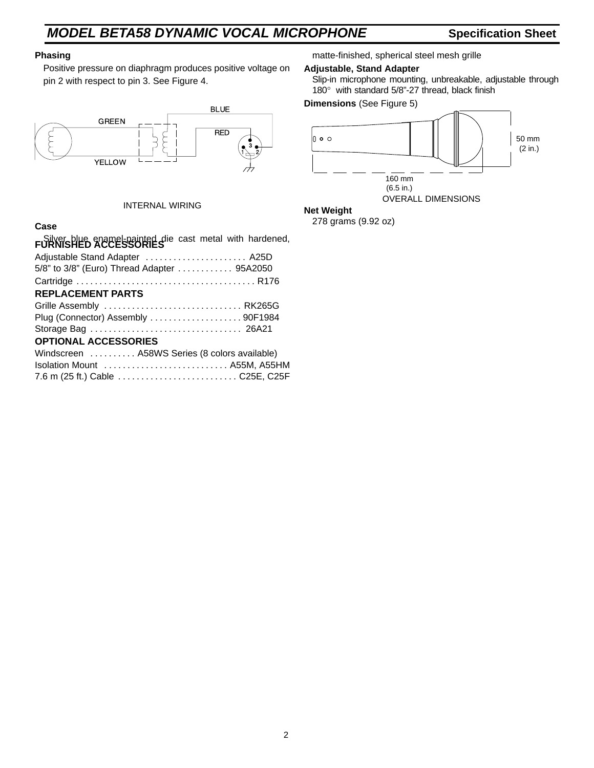## Phasing

Positive pressure on diaphragm produces positive voltage on pin 2 with respect to pin 3. See Figure 4.

BLUE
GREEN
RED
YELLOW
3
1
2

INTERNAL WIRING

## Case

Silver blue enamel-painted die cast metal with hardened, matte-finished, spherical steel mesh grille

## Adjustable, Stand Adapter

Slip-in microphone mounting, unbreakable, adjustable through 180° with standard 5/8"-27 thread, black finish

## Dimensions (See Figure 5)

50 mm
(2 in.)

160 mm
(6.5 in.)

OVERALL DIMENSIONS

## Net Weight

278 grams (9.92 oz)

## FURNISHED ACCESSORIES

Adjustable Stand Adapter . . . . . . . . . . . . . . . . . . . . . . A25D
5/8" to 3/8" (Euro) Thread Adapter . . . . . . . . . . . . 95A2050
Cartridge . . . . . . . . . . . . . . . . . . . . . . . . . . . . . . . . . . . . . . . R176

## REPLACEMENT PARTS

Grille Assembly . . . . . . . . . . . . . . . . . . . . . . . . . . . . . . RK265G
Plug (Connector) Assembly . . . . . . . . . . . . . . . . . . . . 90F1984
Storage Bag . . . . . . . . . . . . . . . . . . . . . . . . . . . . . . . . . 26A21

## OPTIONAL ACCESSORIES

Windscreen . . . . . . . . . . A58WS Series (8 colors available)
Isolation Mount . . . . . . . . . . . . . . . . . . . . . . . . . . . A55M, A55HM
7.6 m (25 ft.) Cable . . . . . . . . . . . . . . . . . . . . . . . . . . C25E, C25F